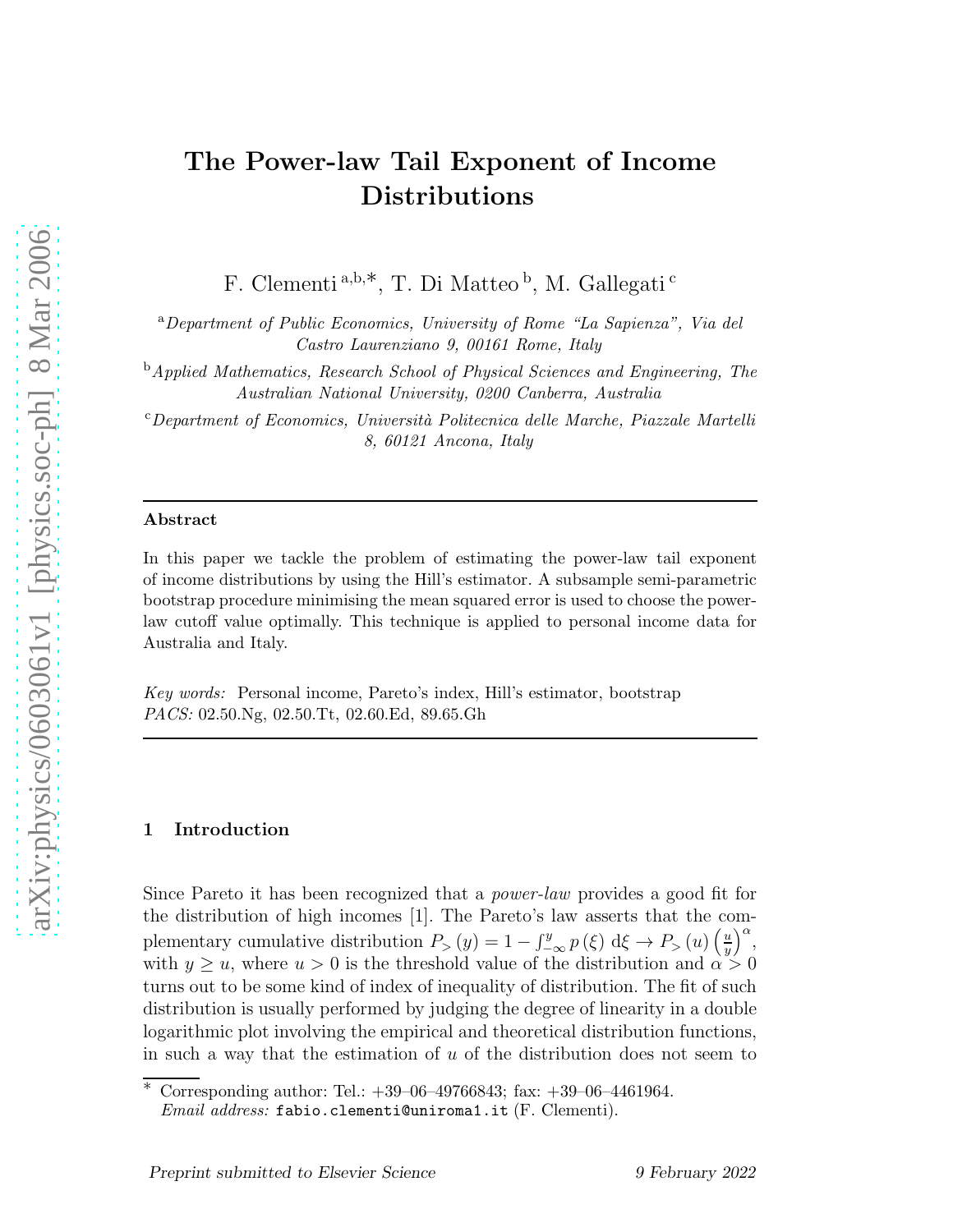# The Power-law Tail Exponent of Income Distributions

F. Clementi [a,b,*], T. Di Matteo [b], M. Gallegati [c]

[a] *Department of Public Economics, University of Rome "La Sapienza", Via del Castro Laurenziano 9, 00161 Rome, Italy*

[b] *Applied Mathematics, Research School of Physical Sciences and Engineering, The Australian National University, 0200 Canberra, Australia*

[c] *Department of Economics, Università Politecnica delle Marche, Piazzale Martelli 8, 60121 Ancona, Italy*

---

**Abstract**

In this paper we tackle the problem of estimating the power-law tail exponent of income distributions by using the Hill's estimator. A subsample semi-parametric bootstrap procedure minimising the mean squared error is used to choose the power-law cutoff value optimally. This technique is applied to personal income data for Australia and Italy.

*Key words:* Personal income, Pareto's index, Hill's estimator, bootstrap
*PACS:* 02.50.Ng, 02.50.Tt, 02.60.Ed, 89.65.Gh

---

## 1 Introduction

Since Pareto it has been recognized that a *power-law* provides a good fit for the distribution of high incomes [1]. The Pareto's law asserts that the complementary cumulative distribution $P_{>}(y) = 1 - \int_{-\infty}^{y} p(\xi)\, \mathrm{d}\xi \rightarrow P_{>}(u)\left(\frac{u}{y}\right)^{\alpha}$, with $y \geq u$, where $u > 0$ is the threshold value of the distribution and $\alpha > 0$ turns out to be some kind of index of inequality of distribution. The fit of such distribution is usually performed by judging the degree of linearity in a double logarithmic plot involving the empirical and theoretical distribution functions, in such a way that the estimation of $u$ of the distribution does not seem to

* Corresponding author: Tel.: +39–06–49766843; fax: +39–06–4461964.
*Email address:* `fabio.clementi@uniroma1.it` (F. Clementi).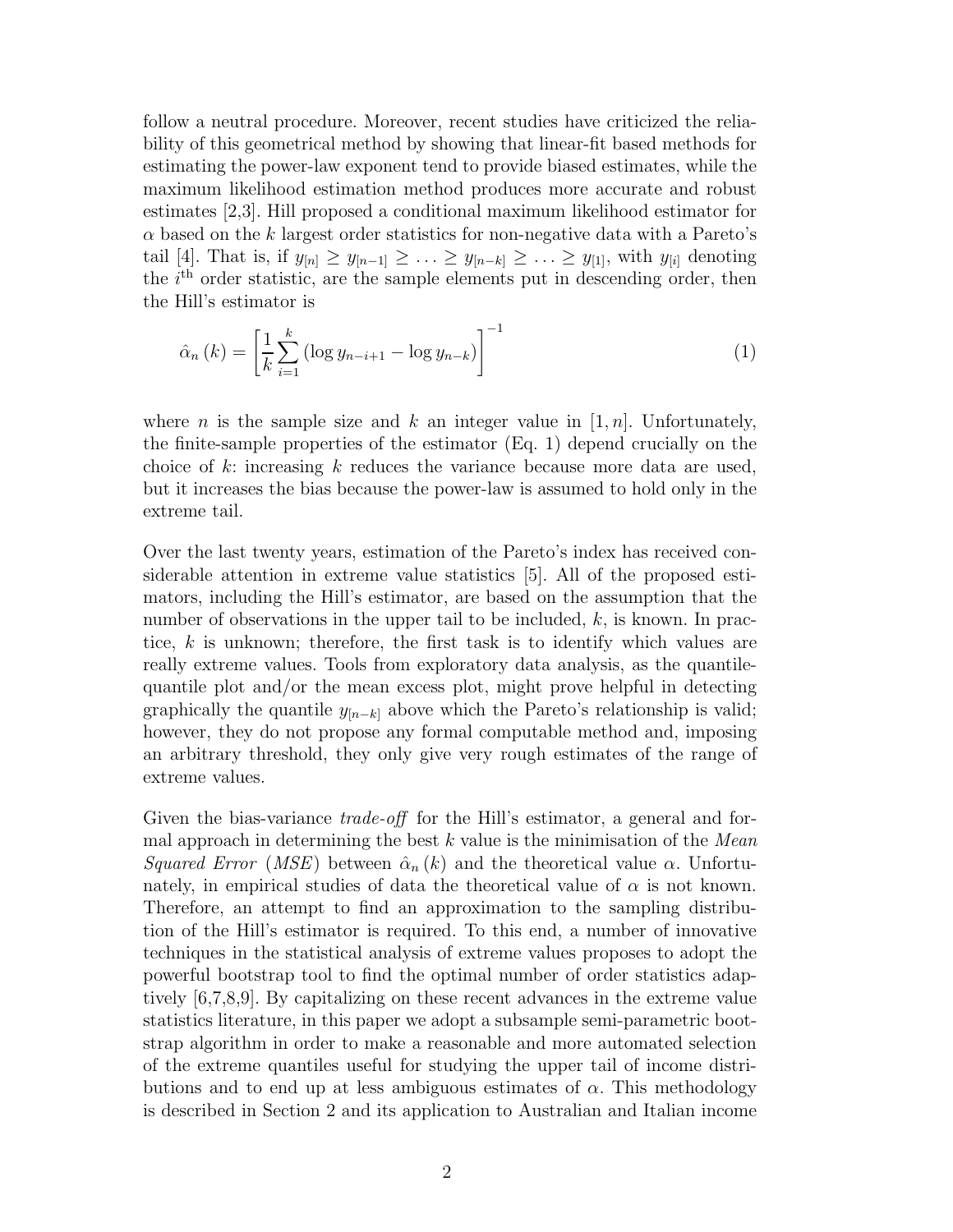follow a neutral procedure. Moreover, recent studies have criticized the reliability of this geometrical method by showing that linear-fit based methods for estimating the power-law exponent tend to provide biased estimates, while the maximum likelihood estimation method produces more accurate and robust estimates [2,3]. Hill proposed a conditional maximum likelihood estimator for $\alpha$ based on the $k$ largest order statistics for non-negative data with a Pareto's tail [4]. That is, if $y_{[n]} \geq y_{[n-1]} \geq \ldots \geq y_{[n-k]} \geq \ldots \geq y_{[1]}$, with $y_{[i]}$ denoting the $i^{\text{th}}$ order statistic, are the sample elements put in descending order, then the Hill's estimator is

$$\hat{\alpha}_n(k) = \left[ \frac{1}{k} \sum_{i=1}^{k} \left( \log y_{n-i+1} - \log y_{n-k} \right) \right]^{-1} \tag{1}$$

where $n$ is the sample size and $k$ an integer value in $[1, n]$. Unfortunately, the finite-sample properties of the estimator (Eq. 1) depend crucially on the choice of $k$: increasing $k$ reduces the variance because more data are used, but it increases the bias because the power-law is assumed to hold only in the extreme tail.

Over the last twenty years, estimation of the Pareto's index has received considerable attention in extreme value statistics [5]. All of the proposed estimators, including the Hill's estimator, are based on the assumption that the number of observations in the upper tail to be included, $k$, is known. In practice, $k$ is unknown; therefore, the first task is to identify which values are really extreme values. Tools from exploratory data analysis, as the quantile-quantile plot and/or the mean excess plot, might prove helpful in detecting graphically the quantile $y_{[n-k]}$ above which the Pareto's relationship is valid; however, they do not propose any formal computable method and, imposing an arbitrary threshold, they only give very rough estimates of the range of extreme values.

Given the bias-variance *trade-off* for the Hill's estimator, a general and formal approach in determining the best $k$ value is the minimisation of the *Mean Squared Error* (*MSE*) between $\hat{\alpha}_n(k)$ and the theoretical value $\alpha$. Unfortunately, in empirical studies of data the theoretical value of $\alpha$ is not known. Therefore, an attempt to find an approximation to the sampling distribution of the Hill's estimator is required. To this end, a number of innovative techniques in the statistical analysis of extreme values proposes to adopt the powerful bootstrap tool to find the optimal number of order statistics adaptively [6,7,8,9]. By capitalizing on these recent advances in the extreme value statistics literature, in this paper we adopt a subsample semi-parametric bootstrap algorithm in order to make a reasonable and more automated selection of the extreme quantiles useful for studying the upper tail of income distributions and to end up at less ambiguous estimates of $\alpha$. This methodology is described in Section 2 and its application to Australian and Italian income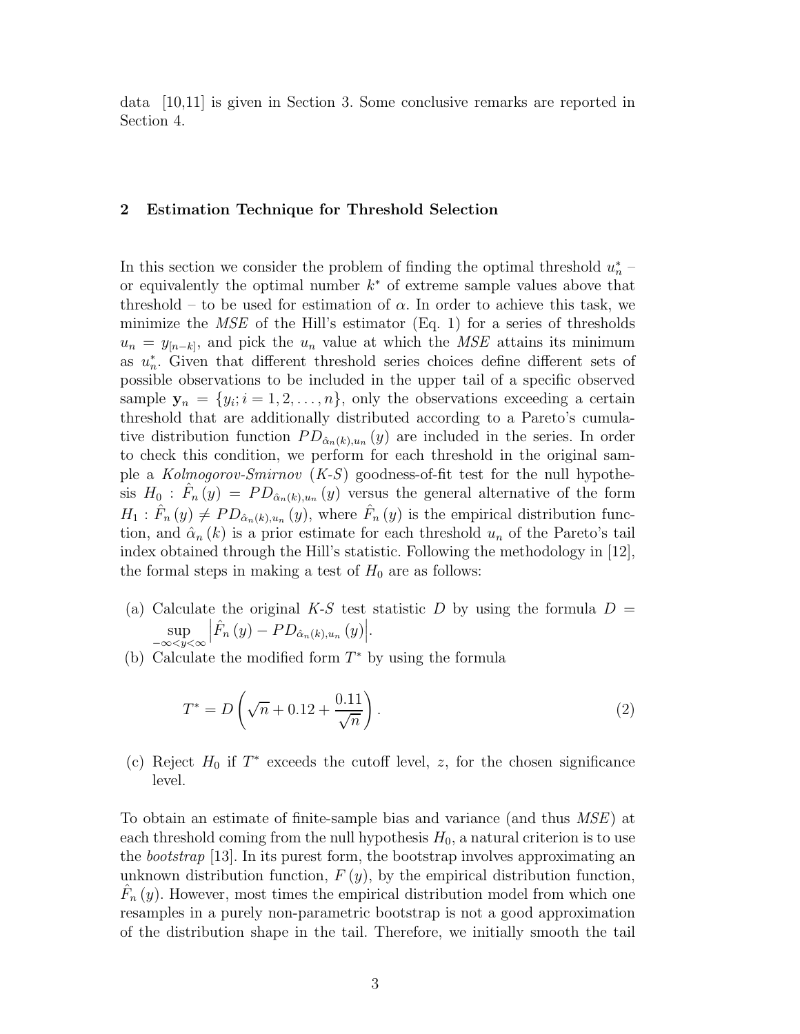data [10,11] is given in Section 3. Some conclusive remarks are reported in Section 4.

## 2 Estimation Technique for Threshold Selection

In this section we consider the problem of finding the optimal threshold $u_n^*$ – or equivalently the optimal number $k^*$ of extreme sample values above that threshold – to be used for estimation of $\alpha$. In order to achieve this task, we minimize the *MSE* of the Hill's estimator (Eq. 1) for a series of thresholds $u_n = y_{[n-k]}$, and pick the $u_n$ value at which the *MSE* attains its minimum as $u_n^*$. Given that different threshold series choices define different sets of possible observations to be included in the upper tail of a specific observed sample $\mathbf{y}_n = \{y_i; i = 1, 2, \ldots, n\}$, only the observations exceeding a certain threshold that are additionally distributed according to a Pareto's cumulative distribution function $PD_{\hat{\alpha}_n(k),u_n}(y)$ are included in the series. In order to check this condition, we perform for each threshold in the original sample a *Kolmogorov-Smirnov* (*K-S*) goodness-of-fit test for the null hypothesis $H_0 : \hat{F}_n(y) = PD_{\hat{\alpha}_n(k),u_n}(y)$ versus the general alternative of the form $H_1 : \hat{F}_n(y) \neq PD_{\hat{\alpha}_n(k),u_n}(y)$, where $\hat{F}_n(y)$ is the empirical distribution function, and $\hat{\alpha}_n(k)$ is a prior estimate for each threshold $u_n$ of the Pareto's tail index obtained through the Hill's statistic. Following the methodology in [12], the formal steps in making a test of $H_0$ are as follows:

(a) Calculate the original *K-S* test statistic $D$ by using the formula $D = \sup_{-\infty<y<\infty} \left| \hat{F}_n(y) - PD_{\hat{\alpha}_n(k),u_n}(y) \right|$.

(b) Calculate the modified form $T^*$ by using the formula

$$T^* = D\left(\sqrt{n} + 0.12 + \frac{0.11}{\sqrt{n}}\right). \tag{2}$$

(c) Reject $H_0$ if $T^*$ exceeds the cutoff level, $z$, for the chosen significance level.

To obtain an estimate of finite-sample bias and variance (and thus *MSE*) at each threshold coming from the null hypothesis $H_0$, a natural criterion is to use the *bootstrap* [13]. In its purest form, the bootstrap involves approximating an unknown distribution function, $F(y)$, by the empirical distribution function, $\hat{F}_n(y)$. However, most times the empirical distribution model from which one resamples in a purely non-parametric bootstrap is not a good approximation of the distribution shape in the tail. Therefore, we initially smooth the tail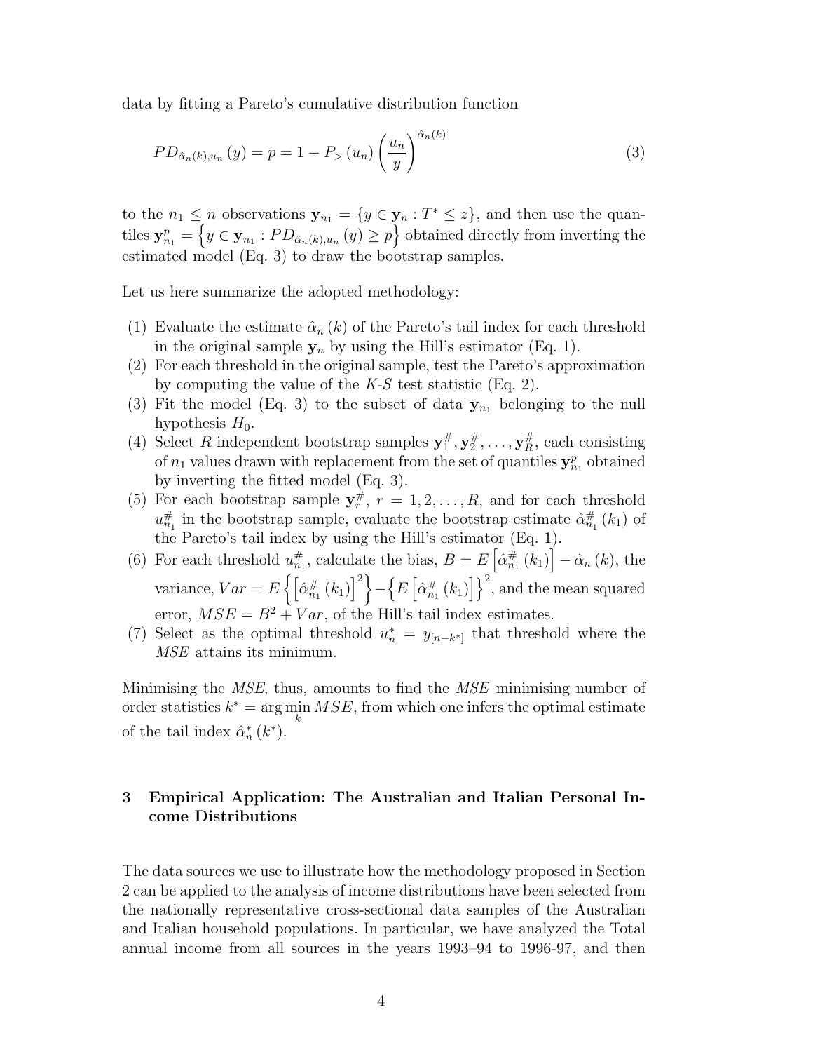data by fitting a Pareto's cumulative distribution function

$$PD_{\hat{\alpha}_n(k),u_n}(y) = p = 1 - P_>(u_n)\left(\frac{u_n}{y}\right)^{\hat{\alpha}_n(k)} \tag{3}$$

to the $n_1 \leq n$ observations $\mathbf{y}_{n_1} = \{y \in \mathbf{y}_n : T^* \leq z\}$, and then use the quantiles $\mathbf{y}_{n_1}^p = \left\{y \in \mathbf{y}_{n_1} : PD_{\hat{\alpha}_n(k),u_n}(y) \geq p\right\}$ obtained directly from inverting the estimated model (Eq. 3) to draw the bootstrap samples.

Let us here summarize the adopted methodology:

(1) Evaluate the estimate $\hat{\alpha}_n(k)$ of the Pareto's tail index for each threshold in the original sample $\mathbf{y}_n$ by using the Hill's estimator (Eq. 1).
(2) For each threshold in the original sample, test the Pareto's approximation by computing the value of the *K-S* test statistic (Eq. 2).
(3) Fit the model (Eq. 3) to the subset of data $\mathbf{y}_{n_1}$ belonging to the null hypothesis $H_0$.
(4) Select $R$ independent bootstrap samples $\mathbf{y}_1^{\#}, \mathbf{y}_2^{\#}, \ldots, \mathbf{y}_R^{\#}$, each consisting of $n_1$ values drawn with replacement from the set of quantiles $\mathbf{y}_{n_1}^p$ obtained by inverting the fitted model (Eq. 3).
(5) For each bootstrap sample $\mathbf{y}_r^{\#}$, $r = 1, 2, \ldots, R$, and for each threshold $u_{n_1}^{\#}$ in the bootstrap sample, evaluate the bootstrap estimate $\hat{\alpha}_{n_1}^{\#}(k_1)$ of the Pareto's tail index by using the Hill's estimator (Eq. 1).
(6) For each threshold $u_{n_1}^{\#}$, calculate the bias, $B = E\left[\hat{\alpha}_{n_1}^{\#}(k_1)\right] - \hat{\alpha}_n(k)$, the variance, $Var = E\left\{\left[\hat{\alpha}_{n_1}^{\#}(k_1)\right]^2\right\} - \left\{E\left[\hat{\alpha}_{n_1}^{\#}(k_1)\right]\right\}^2$, and the mean squared error, $MSE = B^2 + Var$, of the Hill's tail index estimates.
(7) Select as the optimal threshold $u_n^* = y_{[n-k^*]}$ that threshold where the *MSE* attains its minimum.

Minimising the *MSE*, thus, amounts to find the *MSE* minimising number of order statistics $k^* = \arg\min_k MSE$, from which one infers the optimal estimate of the tail index $\hat{\alpha}_n^*(k^*)$.

## 3 Empirical Application: The Australian and Italian Personal Income Distributions

The data sources we use to illustrate how the methodology proposed in Section 2 can be applied to the analysis of income distributions have been selected from the nationally representative cross-sectional data samples of the Australian and Italian household populations. In particular, we have analyzed the Total annual income from all sources in the years 1993–94 to 1996-97, and then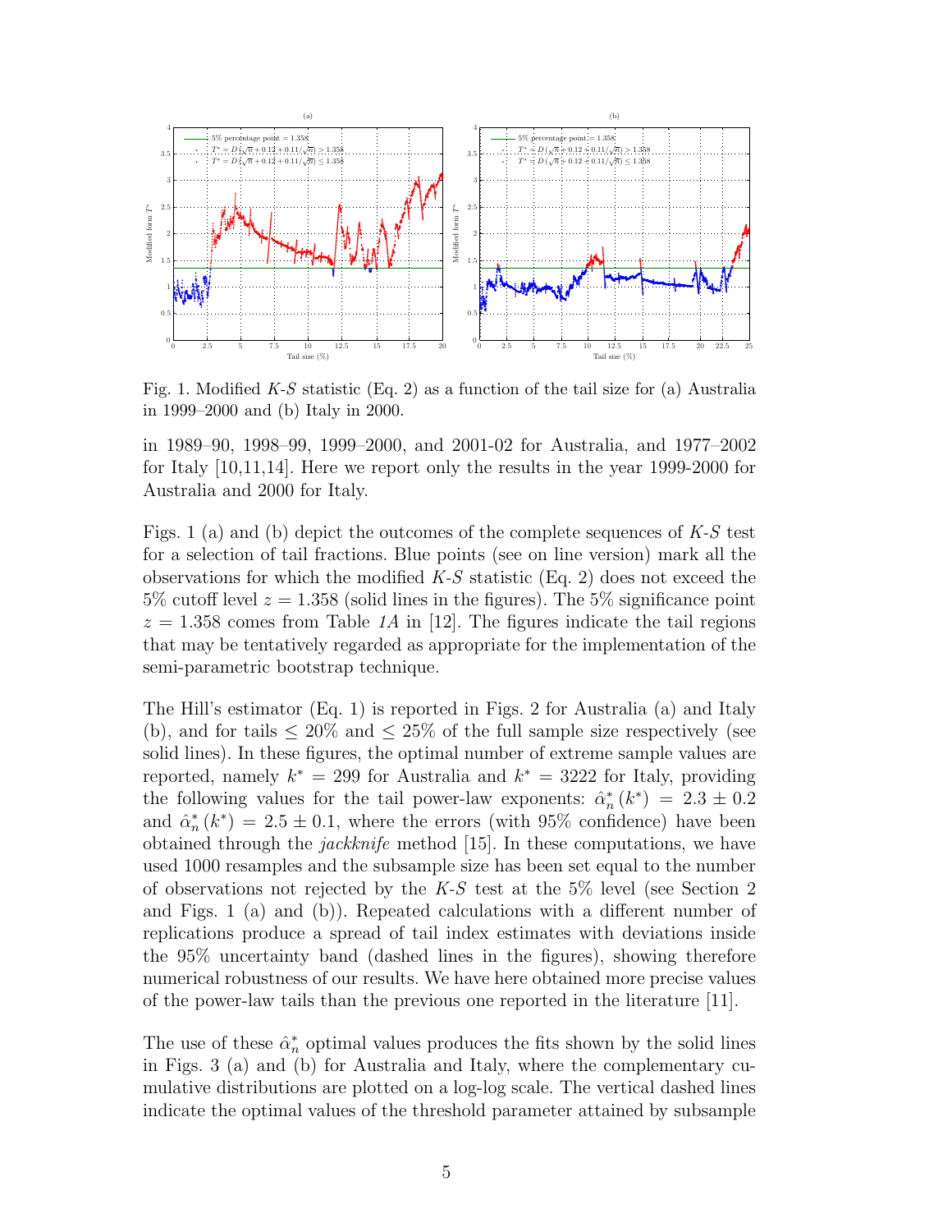Fig. 1. Modified *K-S* statistic (Eq. 2) as a function of the tail size for (a) Australia in 1999–2000 and (b) Italy in 2000.

in 1989–90, 1998–99, 1999–2000, and 2001-02 for Australia, and 1977–2002 for Italy [10,11,14]. Here we report only the results in the year 1999-2000 for Australia and 2000 for Italy.

Figs. 1 (a) and (b) depict the outcomes of the complete sequences of *K-S* test for a selection of tail fractions. Blue points (see on line version) mark all the observations for which the modified *K-S* statistic (Eq. 2) does not exceed the 5% cutoff level $z = 1.358$ (solid lines in the figures). The 5% significance point $z = 1.358$ comes from Table *1A* in [12]. The figures indicate the tail regions that may be tentatively regarded as appropriate for the implementation of the semi-parametric bootstrap technique.

The Hill's estimator (Eq. 1) is reported in Figs. 2 for Australia (a) and Italy (b), and for tails $\leq 20\%$ and $\leq 25\%$ of the full sample size respectively (see solid lines). In these figures, the optimal number of extreme sample values are reported, namely $k^* = 299$ for Australia and $k^* = 3222$ for Italy, providing the following values for the tail power-law exponents: $\hat{\alpha}_n^* (k^*) = 2.3 \pm 0.2$ and $\hat{\alpha}_n^* (k^*) = 2.5 \pm 0.1$, where the errors (with 95% confidence) have been obtained through the *jackknife* method [15]. In these computations, we have used 1000 resamples and the subsample size has been set equal to the number of observations not rejected by the *K-S* test at the 5% level (see Section 2 and Figs. 1 (a) and (b)). Repeated calculations with a different number of replications produce a spread of tail index estimates with deviations inside the 95% uncertainty band (dashed lines in the figures), showing therefore numerical robustness of our results. We have here obtained more precise values of the power-law tails than the previous one reported in the literature [11].

The use of these $\hat{\alpha}_n^*$ optimal values produces the fits shown by the solid lines in Figs. 3 (a) and (b) for Australia and Italy, where the complementary cumulative distributions are plotted on a log-log scale. The vertical dashed lines indicate the optimal values of the threshold parameter attained by subsample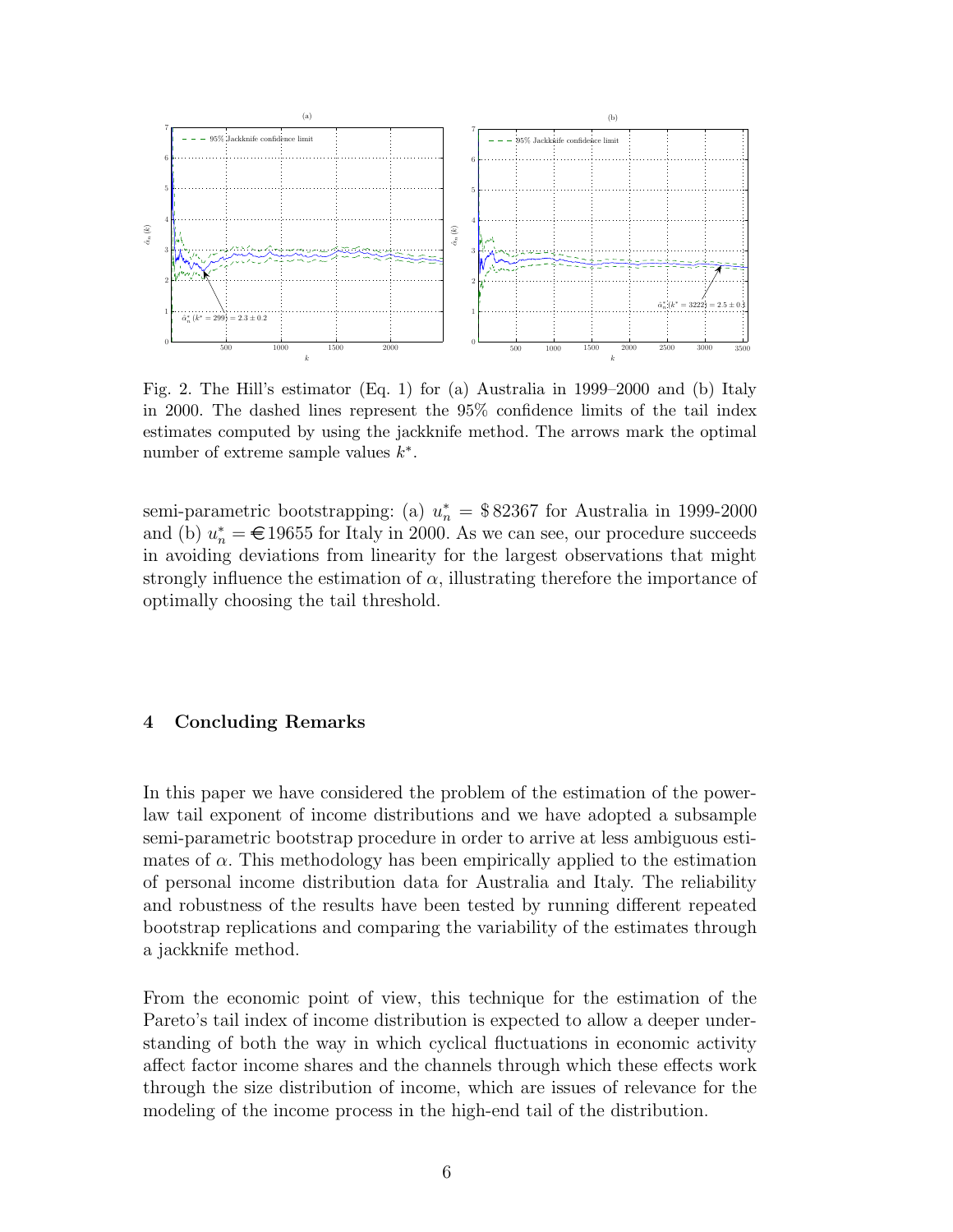Fig. 2. The Hill's estimator (Eq. 1) for (a) Australia in 1999–2000 and (b) Italy in 2000. The dashed lines represent the 95% confidence limits of the tail index estimates computed by using the jackknife method. The arrows mark the optimal number of extreme sample values $k^*$.

semi-parametric bootstrapping: (a) $u_n^* = \$\,82367$ for Australia in 1999-2000 and (b) $u_n^* =$ €19655 for Italy in 2000. As we can see, our procedure succeeds in avoiding deviations from linearity for the largest observations that might strongly influence the estimation of $\alpha$, illustrating therefore the importance of optimally choosing the tail threshold.

## 4 Concluding Remarks

In this paper we have considered the problem of the estimation of the power-law tail exponent of income distributions and we have adopted a subsample semi-parametric bootstrap procedure in order to arrive at less ambiguous estimates of $\alpha$. This methodology has been empirically applied to the estimation of personal income distribution data for Australia and Italy. The reliability and robustness of the results have been tested by running different repeated bootstrap replications and comparing the variability of the estimates through a jackknife method.

From the economic point of view, this technique for the estimation of the Pareto's tail index of income distribution is expected to allow a deeper understanding of both the way in which cyclical fluctuations in economic activity affect factor income shares and the channels through which these effects work through the size distribution of income, which are issues of relevance for the modeling of the income process in the high-end tail of the distribution.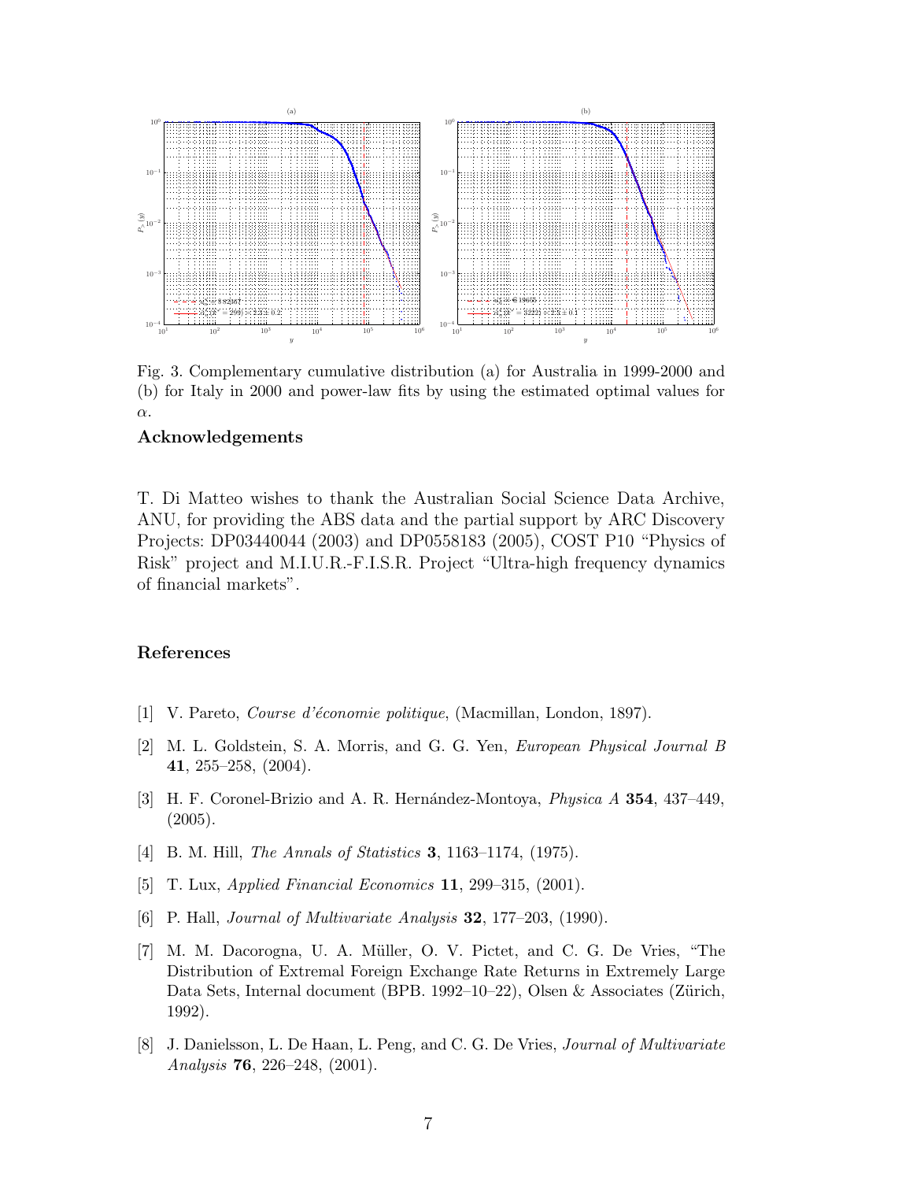Fig. 3. Complementary cumulative distribution (a) for Australia in 1999-2000 and (b) for Italy in 2000 and power-law fits by using the estimated optimal values for $\alpha$.

## Acknowledgements

T. Di Matteo wishes to thank the Australian Social Science Data Archive, ANU, for providing the ABS data and the partial support by ARC Discovery Projects: DP03440044 (2003) and DP0558183 (2005), COST P10 "Physics of Risk" project and M.I.U.R.-F.I.S.R. Project "Ultra-high frequency dynamics of financial markets".

## References

[1] V. Pareto, *Course d'économie politique*, (Macmillan, London, 1897).

[2] M. L. Goldstein, S. A. Morris, and G. G. Yen, *European Physical Journal B* **41**, 255–258, (2004).

[3] H. F. Coronel-Brizio and A. R. Hernández-Montoya, *Physica A* **354**, 437–449, (2005).

[4] B. M. Hill, *The Annals of Statistics* **3**, 1163–1174, (1975).

[5] T. Lux, *Applied Financial Economics* **11**, 299–315, (2001).

[6] P. Hall, *Journal of Multivariate Analysis* **32**, 177–203, (1990).

[7] M. M. Dacorogna, U. A. Müller, O. V. Pictet, and C. G. De Vries, "The Distribution of Extremal Foreign Exchange Rate Returns in Extremely Large Data Sets, Internal document (BPB. 1992–10–22), Olsen & Associates (Zürich, 1992).

[8] J. Danielsson, L. De Haan, L. Peng, and C. G. De Vries, *Journal of Multivariate Analysis* **76**, 226–248, (2001).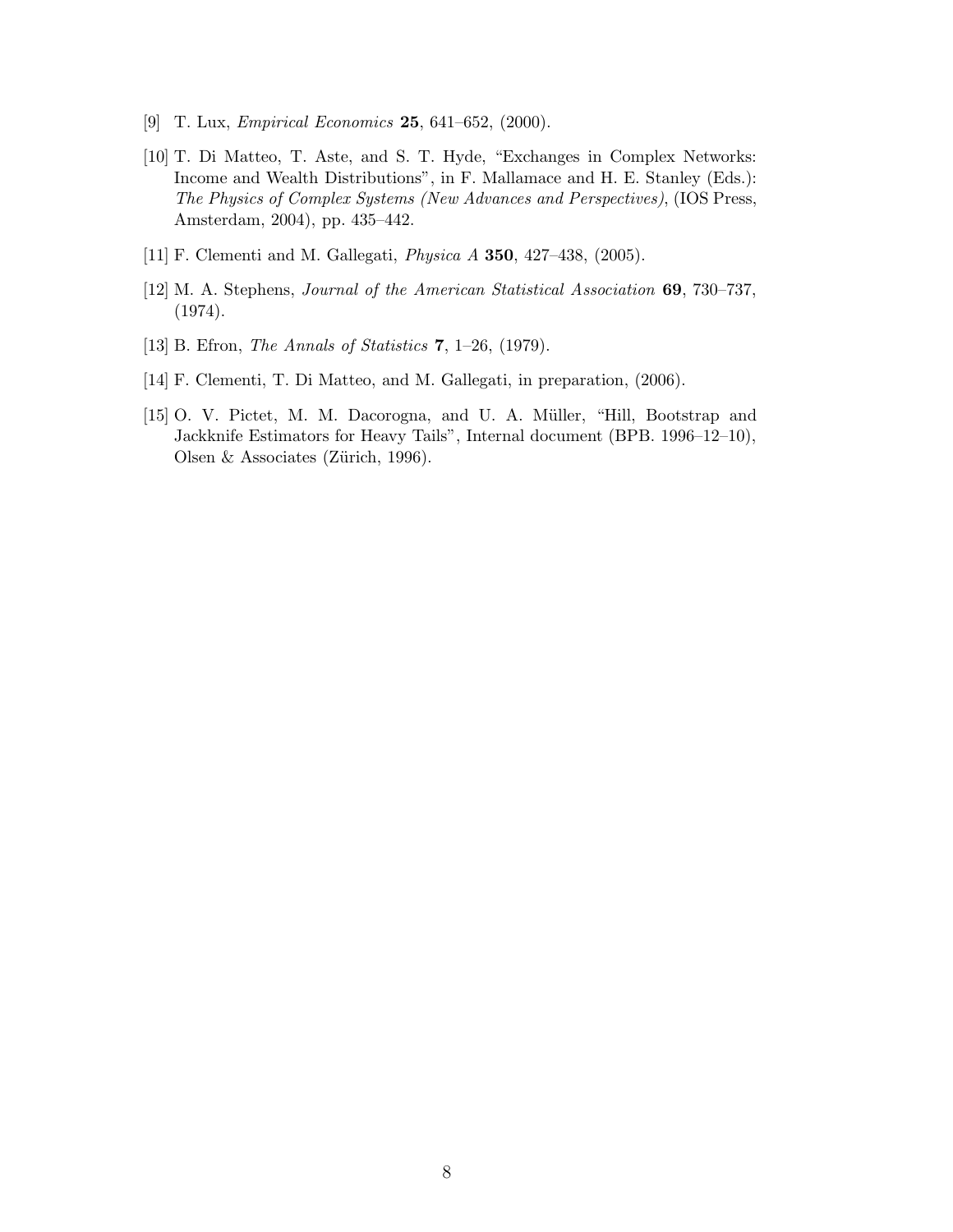[9] T. Lux, *Empirical Economics* **25**, 641–652, (2000).

[10] T. Di Matteo, T. Aste, and S. T. Hyde, "Exchanges in Complex Networks: Income and Wealth Distributions", in F. Mallamace and H. E. Stanley (Eds.): *The Physics of Complex Systems (New Advances and Perspectives)*, (IOS Press, Amsterdam, 2004), pp. 435–442.

[11] F. Clementi and M. Gallegati, *Physica A* **350**, 427–438, (2005).

[12] M. A. Stephens, *Journal of the American Statistical Association* **69**, 730–737, (1974).

[13] B. Efron, *The Annals of Statistics* **7**, 1–26, (1979).

[14] F. Clementi, T. Di Matteo, and M. Gallegati, in preparation, (2006).

[15] O. V. Pictet, M. M. Dacorogna, and U. A. Müller, "Hill, Bootstrap and Jackknife Estimators for Heavy Tails", Internal document (BPB. 1996–12–10), Olsen & Associates (Zürich, 1996).